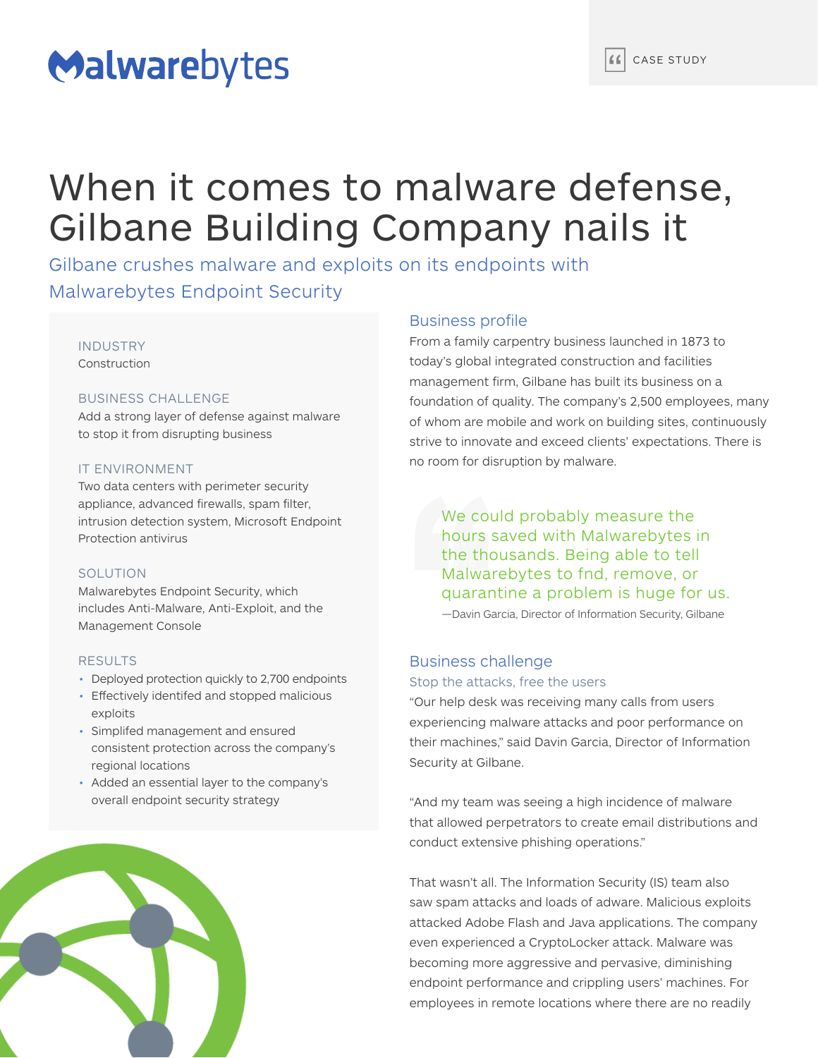Malwarebytes

CASE STUDY

# When it comes to malware defense, Gilbane Building Company nails it

## Gilbane crushes malware and exploits on its endpoints with Malwarebytes Endpoint Security

**INDUSTRY**
Construction

**BUSINESS CHALLENGE**
Add a strong layer of defense against malware to stop it from disrupting business

**IT ENVIRONMENT**
Two data centers with perimeter security appliance, advanced firewalls, spam filter, intrusion detection system, Microsoft Endpoint Protection antivirus

**SOLUTION**
Malwarebytes Endpoint Security, which includes Anti-Malware, Anti-Exploit, and the Management Console

**RESULTS**

- Deployed protection quickly to 2,700 endpoints
- Effectively identifed and stopped malicious exploits
- Simplifed management and ensured consistent protection across the company's regional locations
- Added an essential layer to the company's overall endpoint security strategy

## Business profile

From a family carpentry business launched in 1873 to today's global integrated construction and facilities management firm, Gilbane has built its business on a foundation of quality. The company's 2,500 employees, many of whom are mobile and work on building sites, continuously strive to innovate and exceed clients' expectations. There is no room for disruption by malware.

> We could probably measure the hours saved with Malwarebytes in the thousands. Being able to tell Malwarebytes to fnd, remove, or quarantine a problem is huge for us.
>
> —Davin Garcia, Director of Information Security, Gilbane

## Business challenge

### Stop the attacks, free the users

"Our help desk was receiving many calls from users experiencing malware attacks and poor performance on their machines," said Davin Garcia, Director of Information Security at Gilbane.

"And my team was seeing a high incidence of malware that allowed perpetrators to create email distributions and conduct extensive phishing operations."

That wasn't all. The Information Security (IS) team also saw spam attacks and loads of adware. Malicious exploits attacked Adobe Flash and Java applications. The company even experienced a CryptoLocker attack. Malware was becoming more aggressive and pervasive, diminishing endpoint performance and crippling users' machines. For employees in remote locations where there are no readily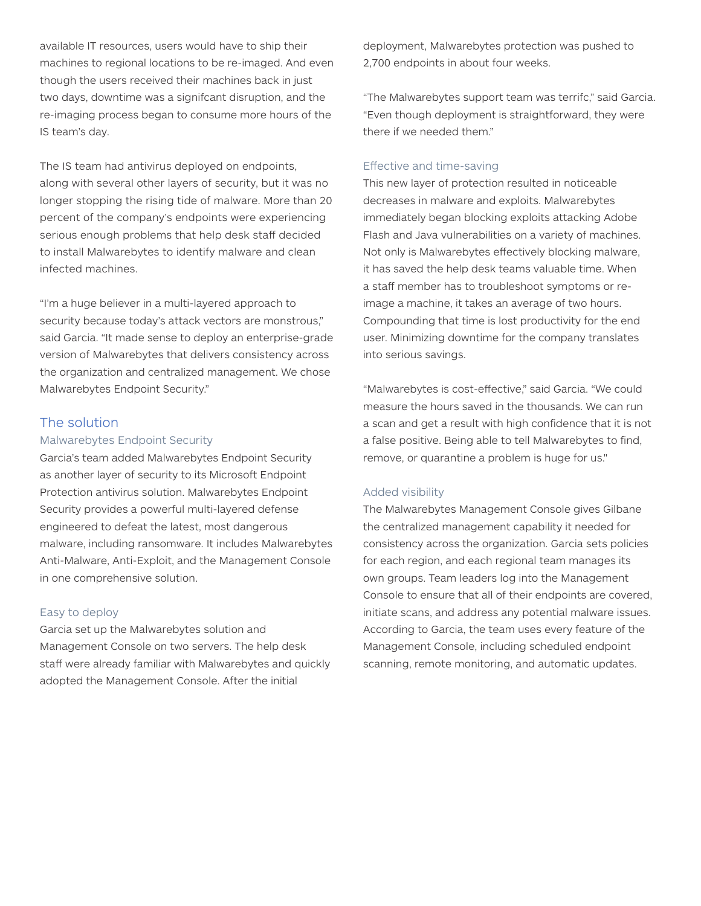available IT resources, users would have to ship their machines to regional locations to be re-imaged. And even though the users received their machines back in just two days, downtime was a signifcant disruption, and the re-imaging process began to consume more hours of the IS team's day.

The IS team had antivirus deployed on endpoints, along with several other layers of security, but it was no longer stopping the rising tide of malware. More than 20 percent of the company's endpoints were experiencing serious enough problems that help desk staff decided to install Malwarebytes to identify malware and clean infected machines.

"I'm a huge believer in a multi-layered approach to security because today's attack vectors are monstrous," said Garcia. "It made sense to deploy an enterprise-grade version of Malwarebytes that delivers consistency across the organization and centralized management. We chose Malwarebytes Endpoint Security."

## The solution

### Malwarebytes Endpoint Security

Garcia's team added Malwarebytes Endpoint Security as another layer of security to its Microsoft Endpoint Protection antivirus solution. Malwarebytes Endpoint Security provides a powerful multi-layered defense engineered to defeat the latest, most dangerous malware, including ransomware. It includes Malwarebytes Anti-Malware, Anti-Exploit, and the Management Console in one comprehensive solution.

### Easy to deploy

Garcia set up the Malwarebytes solution and Management Console on two servers. The help desk staff were already familiar with Malwarebytes and quickly adopted the Management Console. After the initial deployment, Malwarebytes protection was pushed to 2,700 endpoints in about four weeks.

"The Malwarebytes support team was terrifc," said Garcia. "Even though deployment is straightforward, they were there if we needed them."

### Effective and time-saving

This new layer of protection resulted in noticeable decreases in malware and exploits. Malwarebytes immediately began blocking exploits attacking Adobe Flash and Java vulnerabilities on a variety of machines. Not only is Malwarebytes effectively blocking malware, it has saved the help desk teams valuable time. When a staff member has to troubleshoot symptoms or re-image a machine, it takes an average of two hours. Compounding that time is lost productivity for the end user. Minimizing downtime for the company translates into serious savings.

"Malwarebytes is cost-effective," said Garcia. "We could measure the hours saved in the thousands. We can run a scan and get a result with high confidence that it is not a false positive. Being able to tell Malwarebytes to find, remove, or quarantine a problem is huge for us."

### Added visibility

The Malwarebytes Management Console gives Gilbane the centralized management capability it needed for consistency across the organization. Garcia sets policies for each region, and each regional team manages its own groups. Team leaders log into the Management Console to ensure that all of their endpoints are covered, initiate scans, and address any potential malware issues. According to Garcia, the team uses every feature of the Management Console, including scheduled endpoint scanning, remote monitoring, and automatic updates.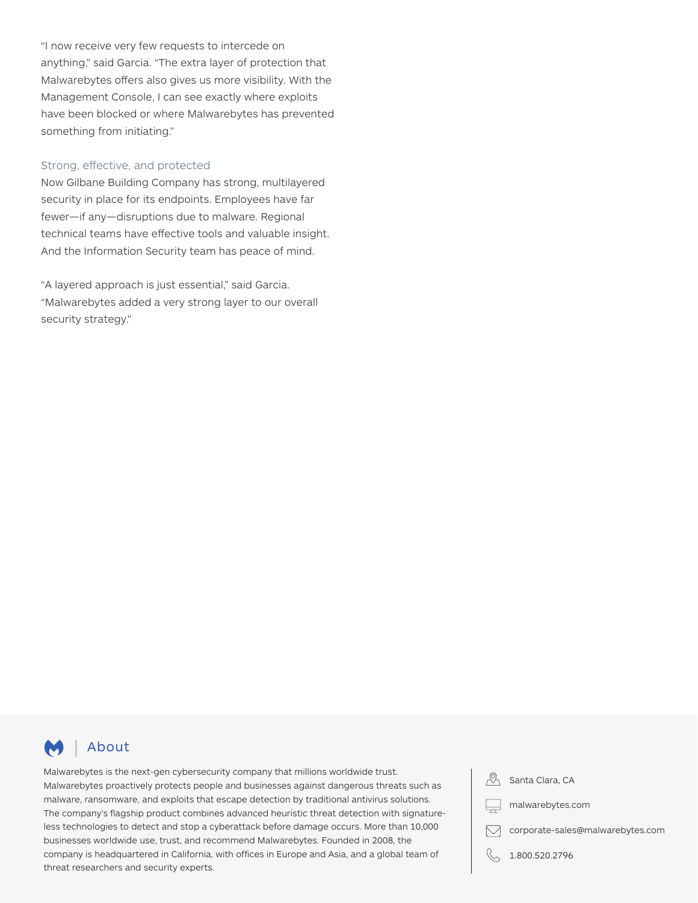"I now receive very few requests to intercede on anything," said Garcia. "The extra layer of protection that Malwarebytes offers also gives us more visibility. With the Management Console, I can see exactly where exploits have been blocked or where Malwarebytes has prevented something from initiating."

### Strong, effective, and protected

Now Gilbane Building Company has strong, multilayered security in place for its endpoints. Employees have far fewer—if any—disruptions due to malware. Regional technical teams have effective tools and valuable insight. And the Information Security team has peace of mind.

"A layered approach is just essential," said Garcia. "Malwarebytes added a very strong layer to our overall security strategy."

## About

Malwarebytes is the next-gen cybersecurity company that millions worldwide trust. Malwarebytes proactively protects people and businesses against dangerous threats such as malware, ransomware, and exploits that escape detection by traditional antivirus solutions. The company's flagship product combines advanced heuristic threat detection with signature-less technologies to detect and stop a cyberattack before damage occurs. More than 10,000 businesses worldwide use, trust, and recommend Malwarebytes. Founded in 2008, the company is headquartered in California, with offices in Europe and Asia, and a global team of threat researchers and security experts.

Santa Clara, CA

malwarebytes.com

corporate-sales@malwarebytes.com

1.800.520.2796